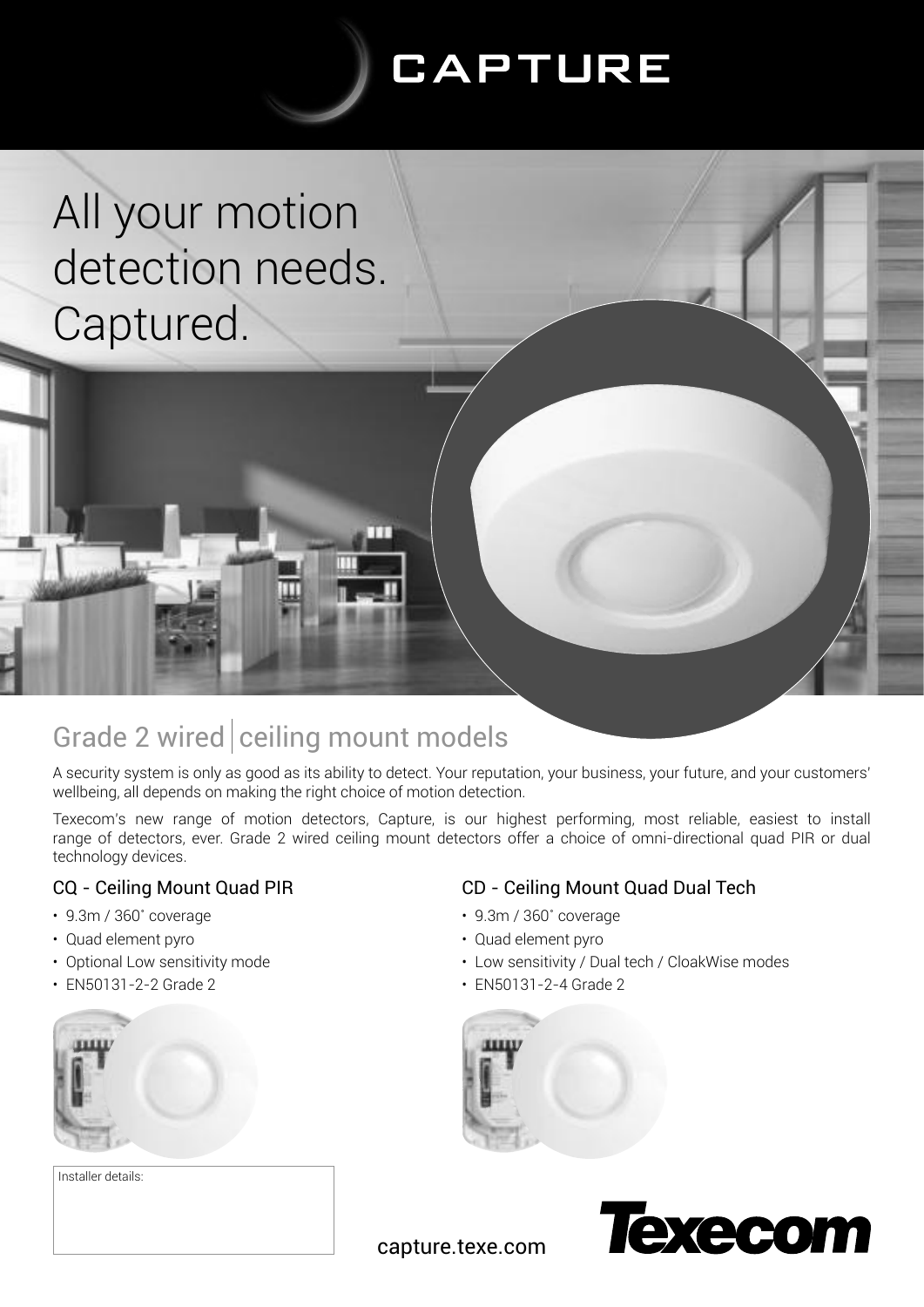# CAPTURE

# All your motion detection needs. Captured.

## Grade 2 wired | ceiling mount models

A security system is only as good as its ability to detect. Your reputation, your business, your future, and your customers' wellbeing, all depends on making the right choice of motion detection.

Texecom's new range of motion detectors, Capture, is our highest performing, most reliable, easiest to install range of detectors, ever. Grade 2 wired ceiling mount detectors offer a choice of omni-directional quad PIR or dual technology devices.

### CQ - Ceiling Mount Quad PIR

- 9.3m / 360˚ coverage
- Quad element pyro
- Optional Low sensitivity mode
- EN50131-2-2 Grade 2

### CD - Ceiling Mount Quad Dual Tech

- 9.3m / 360˚ coverage
- Quad element pyro
- Low sensitivity / Dual tech / CloakWise modes
- EN50131-2-4 Grade 2

Installer details:

capture.texe.com

Texecom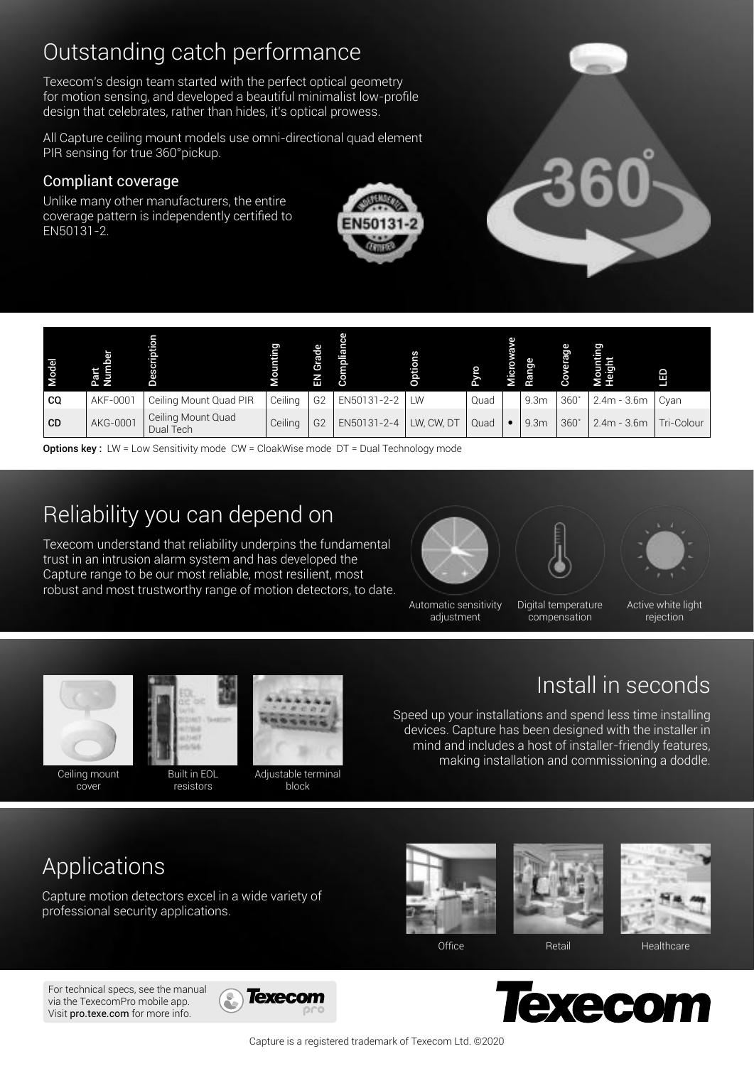# Outstanding catch performance

Texecom's design team started with the perfect optical geometry for motion sensing, and developed a beautiful minimalist low-profile design that celebrates, rather than hides, it's optical prowess.

All Capture ceiling mount models use omni-directional quad element PIR sensing for true 360°pickup.

## Compliant coverage

Unlike many other manufacturers, the entire coverage pattern is independently certified to EN50131-2.

| Model | Part Number | Description | Mounting | EN Grade | Compliance | Options | Pyro | Microwave | Range | Coverage | Mounting Height | LED |
|---|---|---|---|---|---|---|---|---|---|---|---|---|
| CQ | AKF-0001 | Ceiling Mount Quad PIR | Ceiling | G2 | EN50131-2-2 | LW | Quad | | 9.3m | 360˚ | 2.4m - 3.6m | Cyan |
| CD | AKG-0001 | Ceiling Mount Quad Dual Tech | Ceiling | G2 | EN50131-2-4 | LW, CW, DT | Quad | • | 9.3m | 360˚ | 2.4m - 3.6m | Tri-Colour |

**Options key :** LW = Low Sensitivity mode CW = CloakWise mode DT = Dual Technology mode

# Reliability you can depend on

Texecom understand that reliability underpins the fundamental trust in an intrusion alarm system and has developed the Capture range to be our most reliable, most resilient, most robust and most trustworthy range of motion detectors, to date.

Automatic sensitivity adjustment

Digital temperature compensation

Active white light rejection

# Install in seconds

Speed up your installations and spend less time installing devices. Capture has been designed with the installer in mind and includes a host of installer-friendly features, making installation and commissioning a doddle.

Ceiling mount cover

Built in EOL resistors

Adjustable terminal block

# Applications

Capture motion detectors excel in a wide variety of professional security applications.

Office

Retail

Healthcare

For technical specs, see the manual via the TexecomPro mobile app. Visit pro.texe.com for more info.

Capture is a registered trademark of Texecom Ltd. ©2020